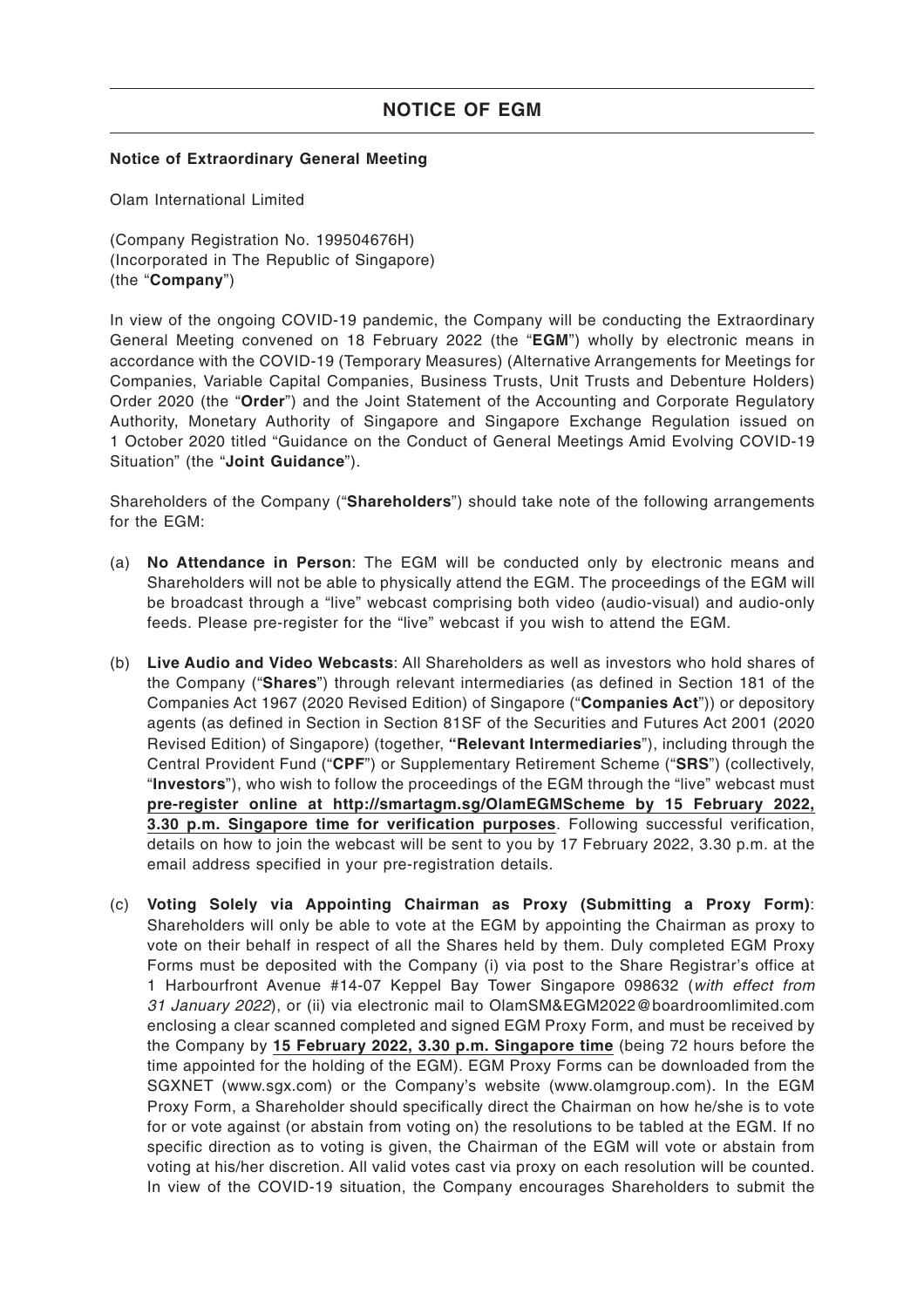# NOTICE OF EGM

**Notice of Extraordinary General Meeting**

Olam International Limited

(Company Registration No. 199504676H)
(Incorporated in The Republic of Singapore)
(the "**Company**")

In view of the ongoing COVID-19 pandemic, the Company will be conducting the Extraordinary General Meeting convened on 18 February 2022 (the "**EGM**") wholly by electronic means in accordance with the COVID-19 (Temporary Measures) (Alternative Arrangements for Meetings for Companies, Variable Capital Companies, Business Trusts, Unit Trusts and Debenture Holders) Order 2020 (the "**Order**") and the Joint Statement of the Accounting and Corporate Regulatory Authority, Monetary Authority of Singapore and Singapore Exchange Regulation issued on 1 October 2020 titled "Guidance on the Conduct of General Meetings Amid Evolving COVID-19 Situation" (the "**Joint Guidance**").

Shareholders of the Company ("**Shareholders**") should take note of the following arrangements for the EGM:

(a) **No Attendance in Person**: The EGM will be conducted only by electronic means and Shareholders will not be able to physically attend the EGM. The proceedings of the EGM will be broadcast through a "live" webcast comprising both video (audio-visual) and audio-only feeds. Please pre-register for the "live" webcast if you wish to attend the EGM.

(b) **Live Audio and Video Webcasts**: All Shareholders as well as investors who hold shares of the Company ("**Shares**") through relevant intermediaries (as defined in Section 181 of the Companies Act 1967 (2020 Revised Edition) of Singapore ("**Companies Act**")) or depository agents (as defined in Section in Section 81SF of the Securities and Futures Act 2001 (2020 Revised Edition) of Singapore) (together, "**Relevant Intermediaries**"), including through the Central Provident Fund ("**CPF**") or Supplementary Retirement Scheme ("**SRS**") (collectively, "**Investors**"), who wish to follow the proceedings of the EGM through the "live" webcast must **pre-register online at http://smartagm.sg/OlamEGMScheme by 15 February 2022, 3.30 p.m. Singapore time for verification purposes**. Following successful verification, details on how to join the webcast will be sent to you by 17 February 2022, 3.30 p.m. at the email address specified in your pre-registration details.

(c) **Voting Solely via Appointing Chairman as Proxy (Submitting a Proxy Form)**: Shareholders will only be able to vote at the EGM by appointing the Chairman as proxy to vote on their behalf in respect of all the Shares held by them. Duly completed EGM Proxy Forms must be deposited with the Company (i) via post to the Share Registrar's office at 1 Harbourfront Avenue #14-07 Keppel Bay Tower Singapore 098632 (*with effect from 31 January 2022*), or (ii) via electronic mail to OlamSM&EGM2022@boardroomlimited.com enclosing a clear scanned completed and signed EGM Proxy Form, and must be received by the Company by **15 February 2022, 3.30 p.m. Singapore time** (being 72 hours before the time appointed for the holding of the EGM). EGM Proxy Forms can be downloaded from the SGXNET (www.sgx.com) or the Company's website (www.olamgroup.com). In the EGM Proxy Form, a Shareholder should specifically direct the Chairman on how he/she is to vote for or vote against (or abstain from voting on) the resolutions to be tabled at the EGM. If no specific direction as to voting is given, the Chairman of the EGM will vote or abstain from voting at his/her discretion. All valid votes cast via proxy on each resolution will be counted. In view of the COVID-19 situation, the Company encourages Shareholders to submit the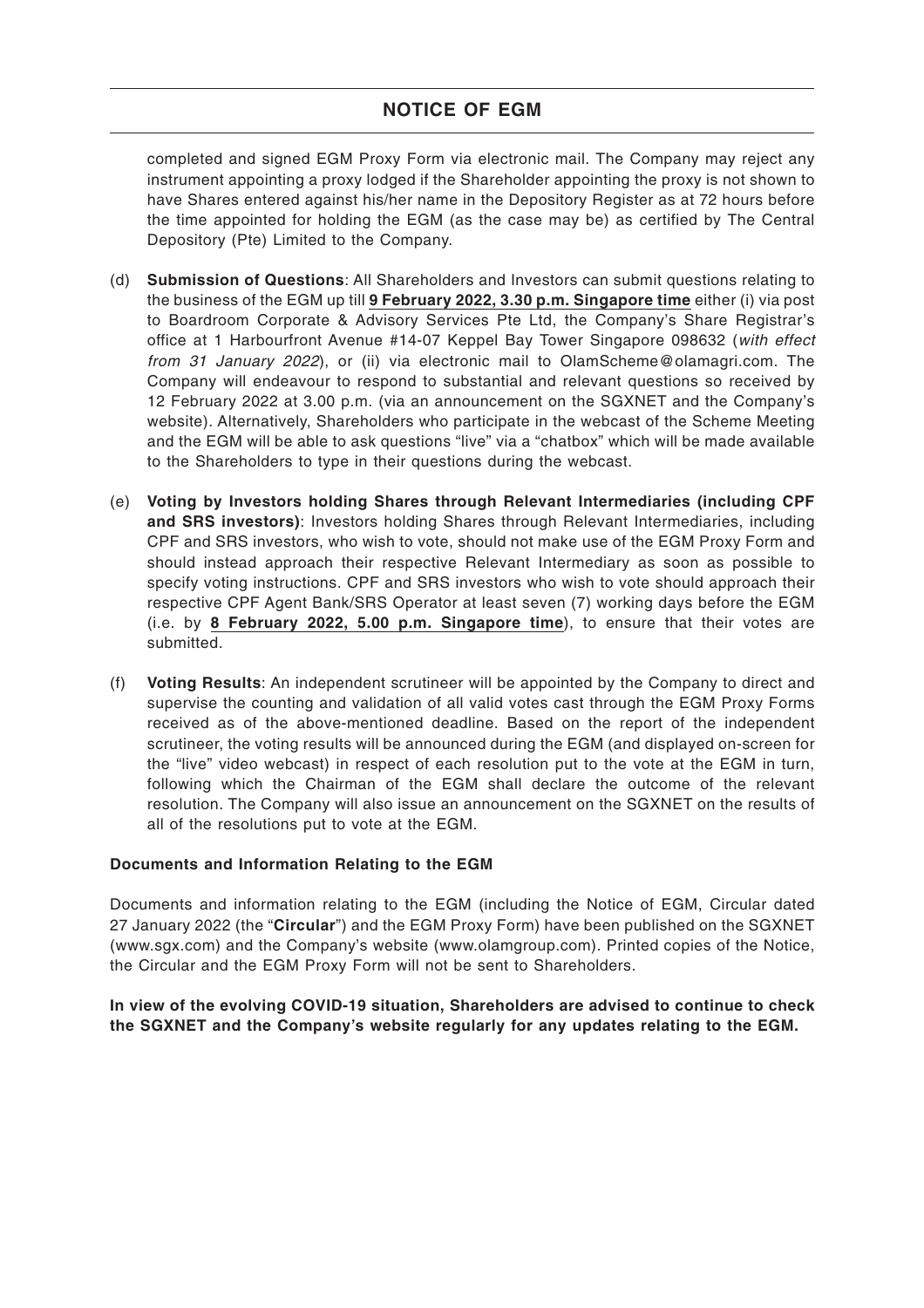## NOTICE OF EGM

completed and signed EGM Proxy Form via electronic mail. The Company may reject any instrument appointing a proxy lodged if the Shareholder appointing the proxy is not shown to have Shares entered against his/her name in the Depository Register as at 72 hours before the time appointed for holding the EGM (as the case may be) as certified by The Central Depository (Pte) Limited to the Company.

(d) **Submission of Questions**: All Shareholders and Investors can submit questions relating to the business of the EGM up till **9 February 2022, 3.30 p.m. Singapore time** either (i) via post to Boardroom Corporate & Advisory Services Pte Ltd, the Company's Share Registrar's office at 1 Harbourfront Avenue #14-07 Keppel Bay Tower Singapore 098632 (*with effect from 31 January 2022*), or (ii) via electronic mail to OlamScheme@olamagri.com. The Company will endeavour to respond to substantial and relevant questions so received by 12 February 2022 at 3.00 p.m. (via an announcement on the SGXNET and the Company's website). Alternatively, Shareholders who participate in the webcast of the Scheme Meeting and the EGM will be able to ask questions "live" via a "chatbox" which will be made available to the Shareholders to type in their questions during the webcast.

(e) **Voting by Investors holding Shares through Relevant Intermediaries (including CPF and SRS investors)**: Investors holding Shares through Relevant Intermediaries, including CPF and SRS investors, who wish to vote, should not make use of the EGM Proxy Form and should instead approach their respective Relevant Intermediary as soon as possible to specify voting instructions. CPF and SRS investors who wish to vote should approach their respective CPF Agent Bank/SRS Operator at least seven (7) working days before the EGM (i.e. by **8 February 2022, 5.00 p.m. Singapore time**), to ensure that their votes are submitted.

(f) **Voting Results**: An independent scrutineer will be appointed by the Company to direct and supervise the counting and validation of all valid votes cast through the EGM Proxy Forms received as of the above-mentioned deadline. Based on the report of the independent scrutineer, the voting results will be announced during the EGM (and displayed on-screen for the "live" video webcast) in respect of each resolution put to the vote at the EGM in turn, following which the Chairman of the EGM shall declare the outcome of the relevant resolution. The Company will also issue an announcement on the SGXNET on the results of all of the resolutions put to vote at the EGM.

**Documents and Information Relating to the EGM**

Documents and information relating to the EGM (including the Notice of EGM, Circular dated 27 January 2022 (the "**Circular**") and the EGM Proxy Form) have been published on the SGXNET (www.sgx.com) and the Company's website (www.olamgroup.com). Printed copies of the Notice, the Circular and the EGM Proxy Form will not be sent to Shareholders.

**In view of the evolving COVID-19 situation, Shareholders are advised to continue to check the SGXNET and the Company's website regularly for any updates relating to the EGM.**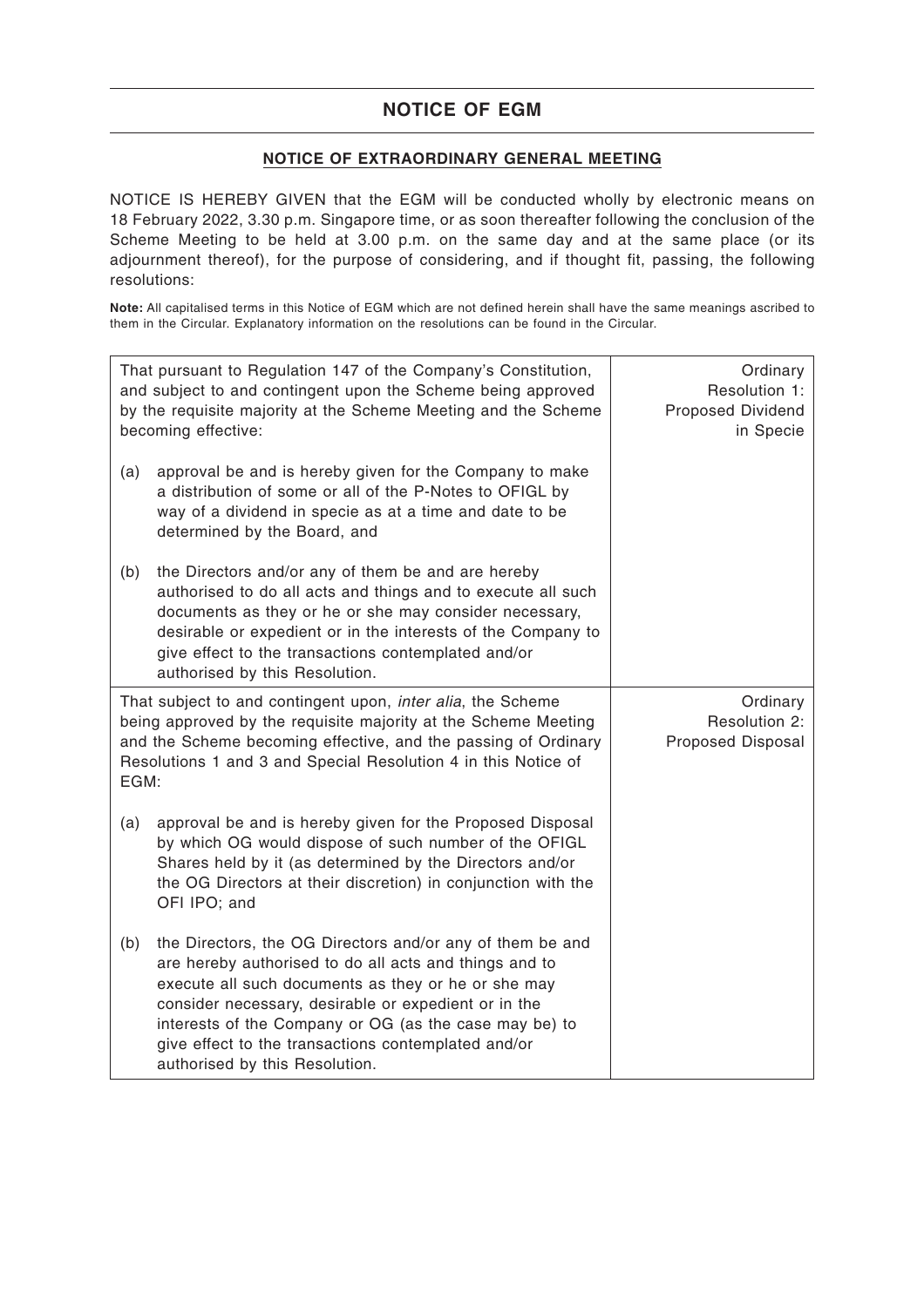# NOTICE OF EGM

## NOTICE OF EXTRAORDINARY GENERAL MEETING

NOTICE IS HEREBY GIVEN that the EGM will be conducted wholly by electronic means on 18 February 2022, 3.30 p.m. Singapore time, or as soon thereafter following the conclusion of the Scheme Meeting to be held at 3.00 p.m. on the same day and at the same place (or its adjournment thereof), for the purpose of considering, and if thought fit, passing, the following resolutions:

**Note:** All capitalised terms in this Notice of EGM which are not defined herein shall have the same meanings ascribed to them in the Circular. Explanatory information on the resolutions can be found in the Circular.

| | |
|---|---|
| That pursuant to Regulation 147 of the Company's Constitution, and subject to and contingent upon the Scheme being approved by the requisite majority at the Scheme Meeting and the Scheme becoming effective:<br><br>(a) approval be and is hereby given for the Company to make a distribution of some or all of the P-Notes to OFIGL by way of a dividend in specie as at a time and date to be determined by the Board, and<br><br>(b) the Directors and/or any of them be and are hereby authorised to do all acts and things and to execute all such documents as they or he or she may consider necessary, desirable or expedient or in the interests of the Company to give effect to the transactions contemplated and/or authorised by this Resolution. | Ordinary Resolution 1: Proposed Dividend in Specie |
| That subject to and contingent upon, *inter alia*, the Scheme being approved by the requisite majority at the Scheme Meeting and the Scheme becoming effective, and the passing of Ordinary Resolutions 1 and 3 and Special Resolution 4 in this Notice of EGM:<br><br>(a) approval be and is hereby given for the Proposed Disposal by which OG would dispose of such number of the OFIGL Shares held by it (as determined by the Directors and/or the OG Directors at their discretion) in conjunction with the OFI IPO; and<br><br>(b) the Directors, the OG Directors and/or any of them be and are hereby authorised to do all acts and things and to execute all such documents as they or he or she may consider necessary, desirable or expedient or in the interests of the Company or OG (as the case may be) to give effect to the transactions contemplated and/or authorised by this Resolution. | Ordinary Resolution 2: Proposed Disposal |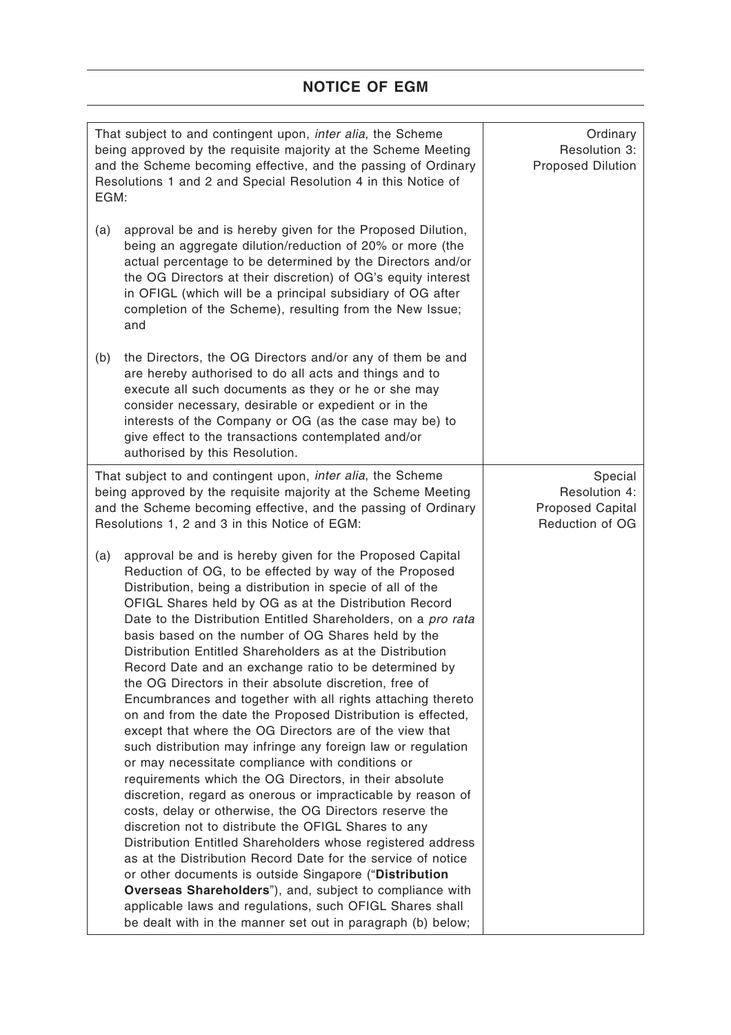## NOTICE OF EGM

| | |
|---|---|
| That subject to and contingent upon, *inter alia*, the Scheme being approved by the requisite majority at the Scheme Meeting and the Scheme becoming effective, and the passing of Ordinary Resolutions 1 and 2 and Special Resolution 4 in this Notice of EGM:<br><br>(a) approval be and is hereby given for the Proposed Dilution, being an aggregate dilution/reduction of 20% or more (the actual percentage to be determined by the Directors and/or the OG Directors at their discretion) of OG's equity interest in OFIGL (which will be a principal subsidiary of OG after completion of the Scheme), resulting from the New Issue; and<br><br>(b) the Directors, the OG Directors and/or any of them be and are hereby authorised to do all acts and things and to execute all such documents as they or he or she may consider necessary, desirable or expedient or in the interests of the Company or OG (as the case may be) to give effect to the transactions contemplated and/or authorised by this Resolution. | Ordinary Resolution 3: Proposed Dilution |
| That subject to and contingent upon, *inter alia*, the Scheme being approved by the requisite majority at the Scheme Meeting and the Scheme becoming effective, and the passing of Ordinary Resolutions 1, 2 and 3 in this Notice of EGM:<br><br>(a) approval be and is hereby given for the Proposed Capital Reduction of OG, to be effected by way of the Proposed Distribution, being a distribution in specie of all of the OFIGL Shares held by OG as at the Distribution Record Date to the Distribution Entitled Shareholders, on a *pro rata* basis based on the number of OG Shares held by the Distribution Entitled Shareholders as at the Distribution Record Date and an exchange ratio to be determined by the OG Directors in their absolute discretion, free of Encumbrances and together with all rights attaching thereto on and from the date the Proposed Distribution is effected, except that where the OG Directors are of the view that such distribution may infringe any foreign law or regulation or may necessitate compliance with conditions or requirements which the OG Directors, in their absolute discretion, regard as onerous or impracticable by reason of costs, delay or otherwise, the OG Directors reserve the discretion not to distribute the OFIGL Shares to any Distribution Entitled Shareholders whose registered address as at the Distribution Record Date for the service of notice or other documents is outside Singapore ("**Distribution Overseas Shareholders**"), and, subject to compliance with applicable laws and regulations, such OFIGL Shares shall be dealt with in the manner set out in paragraph (b) below; | Special Resolution 4: Proposed Capital Reduction of OG |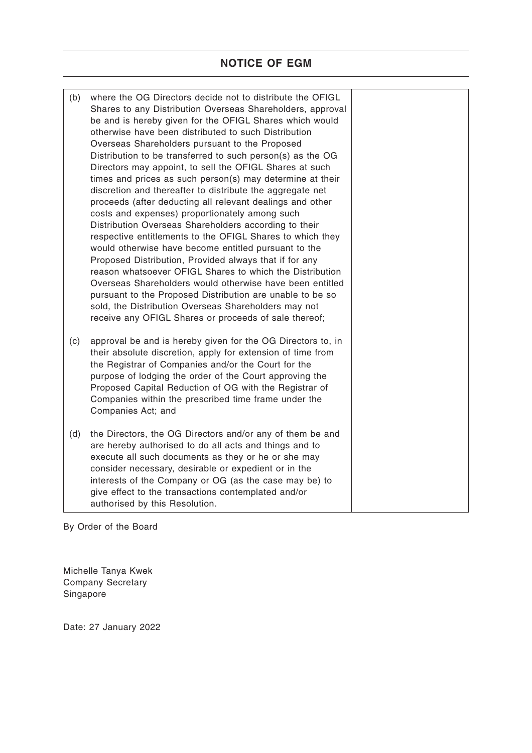## NOTICE OF EGM

| | |
|---|---|
| (b) where the OG Directors decide not to distribute the OFIGL Shares to any Distribution Overseas Shareholders, approval be and is hereby given for the OFIGL Shares which would otherwise have been distributed to such Distribution Overseas Shareholders pursuant to the Proposed Distribution to be transferred to such person(s) as the OG Directors may appoint, to sell the OFIGL Shares at such times and prices as such person(s) may determine at their discretion and thereafter to distribute the aggregate net proceeds (after deducting all relevant dealings and other costs and expenses) proportionately among such Distribution Overseas Shareholders according to their respective entitlements to the OFIGL Shares to which they would otherwise have become entitled pursuant to the Proposed Distribution, Provided always that if for any reason whatsoever OFIGL Shares to which the Distribution Overseas Shareholders would otherwise have been entitled pursuant to the Proposed Distribution are unable to be so sold, the Distribution Overseas Shareholders may not receive any OFIGL Shares or proceeds of sale thereof;<br><br>(c) approval be and is hereby given for the OG Directors to, in their absolute discretion, apply for extension of time from the Registrar of Companies and/or the Court for the purpose of lodging the order of the Court approving the Proposed Capital Reduction of OG with the Registrar of Companies within the prescribed time frame under the Companies Act; and<br><br>(d) the Directors, the OG Directors and/or any of them be and are hereby authorised to do all acts and things and to execute all such documents as they or he or she may consider necessary, desirable or expedient or in the interests of the Company or OG (as the case may be) to give effect to the transactions contemplated and/or authorised by this Resolution. | |

By Order of the Board

Michelle Tanya Kwek
Company Secretary
Singapore

Date: 27 January 2022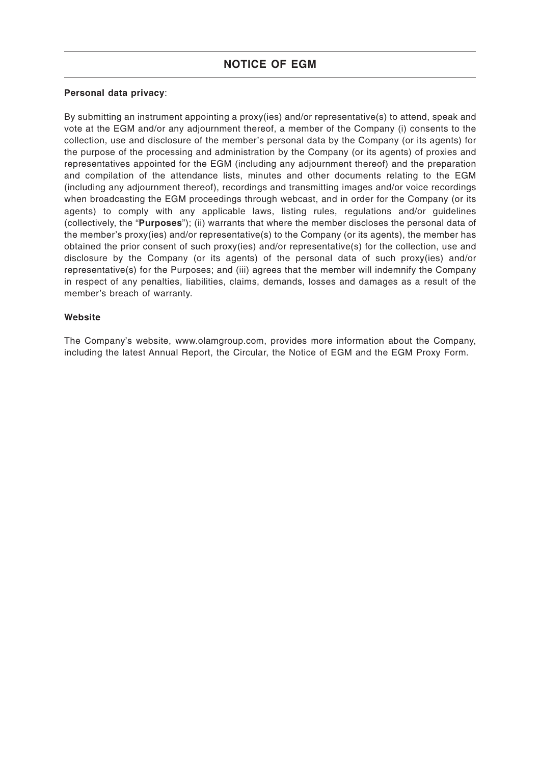## NOTICE OF EGM

**Personal data privacy**:

By submitting an instrument appointing a proxy(ies) and/or representative(s) to attend, speak and vote at the EGM and/or any adjournment thereof, a member of the Company (i) consents to the collection, use and disclosure of the member's personal data by the Company (or its agents) for the purpose of the processing and administration by the Company (or its agents) of proxies and representatives appointed for the EGM (including any adjournment thereof) and the preparation and compilation of the attendance lists, minutes and other documents relating to the EGM (including any adjournment thereof), recordings and transmitting images and/or voice recordings when broadcasting the EGM proceedings through webcast, and in order for the Company (or its agents) to comply with any applicable laws, listing rules, regulations and/or guidelines (collectively, the "**Purposes**"); (ii) warrants that where the member discloses the personal data of the member's proxy(ies) and/or representative(s) to the Company (or its agents), the member has obtained the prior consent of such proxy(ies) and/or representative(s) for the collection, use and disclosure by the Company (or its agents) of the personal data of such proxy(ies) and/or representative(s) for the Purposes; and (iii) agrees that the member will indemnify the Company in respect of any penalties, liabilities, claims, demands, losses and damages as a result of the member's breach of warranty.

**Website**

The Company's website, www.olamgroup.com, provides more information about the Company, including the latest Annual Report, the Circular, the Notice of EGM and the EGM Proxy Form.